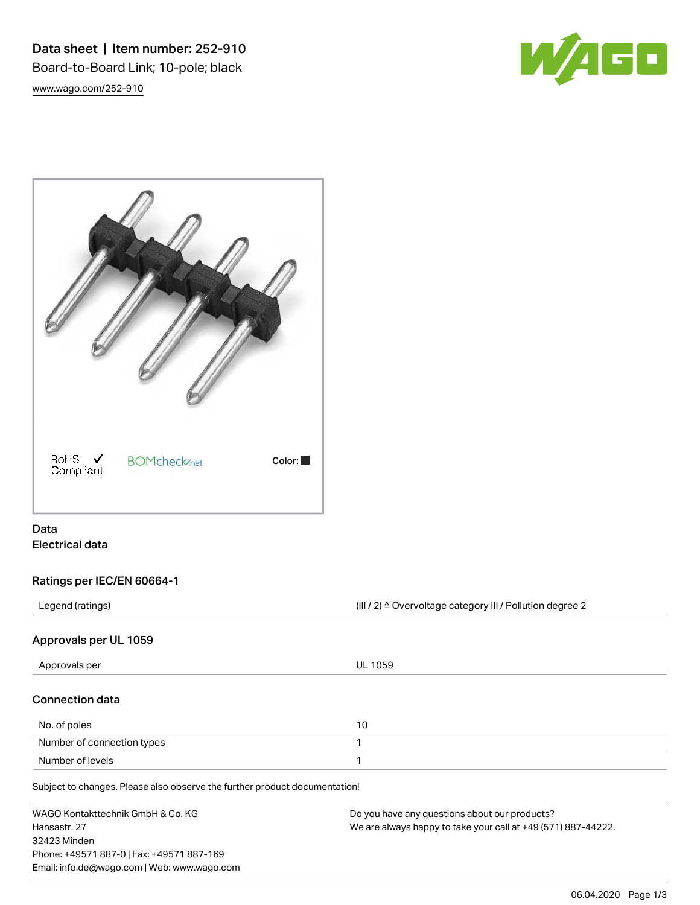# Data sheet | Item number: 252-910

Board-to-Board Link; 10-pole; black

www.wago.com/252-910

RoHS ✓ Compliant | BOMcheck.net | Color: ■

## Data

### Electrical data

#### Ratings per IEC/EN 60664-1

| | |
|---|---|
| Legend (ratings) | (III / 2) ≙ Overvoltage category III / Pollution degree 2 |

#### Approvals per UL 1059

| | |
|---|---|
| Approvals per | UL 1059 |

#### Connection data

| | |
|---|---|
| No. of poles | 10 |
| Number of connection types | 1 |
| Number of levels | 1 |

Subject to changes. Please also observe the further product documentation!

WAGO Kontakttechnik GmbH & Co. KG
Hansastr. 27
32423 Minden
Phone: +49571 887-0 | Fax: +49571 887-169
Email: info.de@wago.com | Web: www.wago.com

Do you have any questions about our products?
We are always happy to take your call at +49 (571) 887-44222.

06.04.2020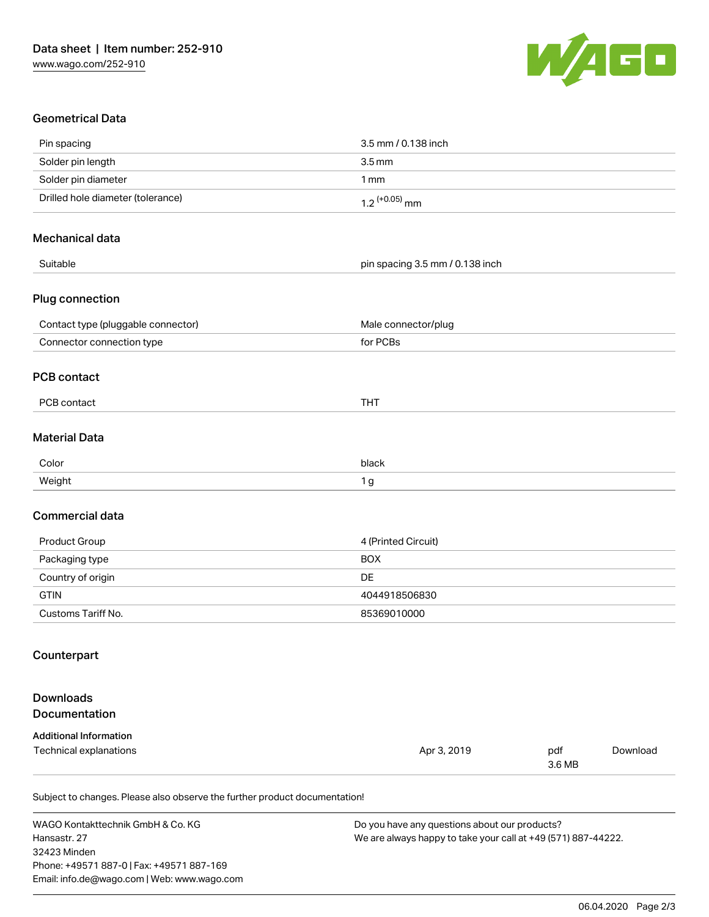## Geometrical Data

| | |
|---|---|
| Pin spacing | 3.5 mm / 0.138 inch |
| Solder pin length | 3.5 mm |
| Solder pin diameter | 1 mm |
| Drilled hole diameter (tolerance) | $1.2^{(+0.05)}$ mm |

## Mechanical data

| | |
|---|---|
| Suitable | pin spacing 3.5 mm / 0.138 inch |

## Plug connection

| | |
|---|---|
| Contact type (pluggable connector) | Male connector/plug |
| Connector connection type | for PCBs |

## PCB contact

| | |
|---|---|
| PCB contact | THT |

## Material Data

| | |
|---|---|
| Color | black |
| Weight | 1 g |

## Commercial data

| | |
|---|---|
| Product Group | 4 (Printed Circuit) |
| Packaging type | BOX |
| Country of origin | DE |
| GTIN | 4044918506830 |
| Customs Tariff No. | 85369010000 |

## Counterpart

## Downloads
## Documentation

**Additional Information**

| | | | |
|---|---|---|---|
| Technical explanations | Apr 3, 2019 | pdf 3.6 MB | Download |

Subject to changes. Please also observe the further product documentation!

WAGO Kontakttechnik GmbH & Co. KG
Hansastr. 27
32423 Minden
Phone: +49571 887-0 | Fax: +49571 887-169
Email: info.de@wago.com | Web: www.wago.com

Do you have any questions about our products?
We are always happy to take your call at +49 (571) 887-44222.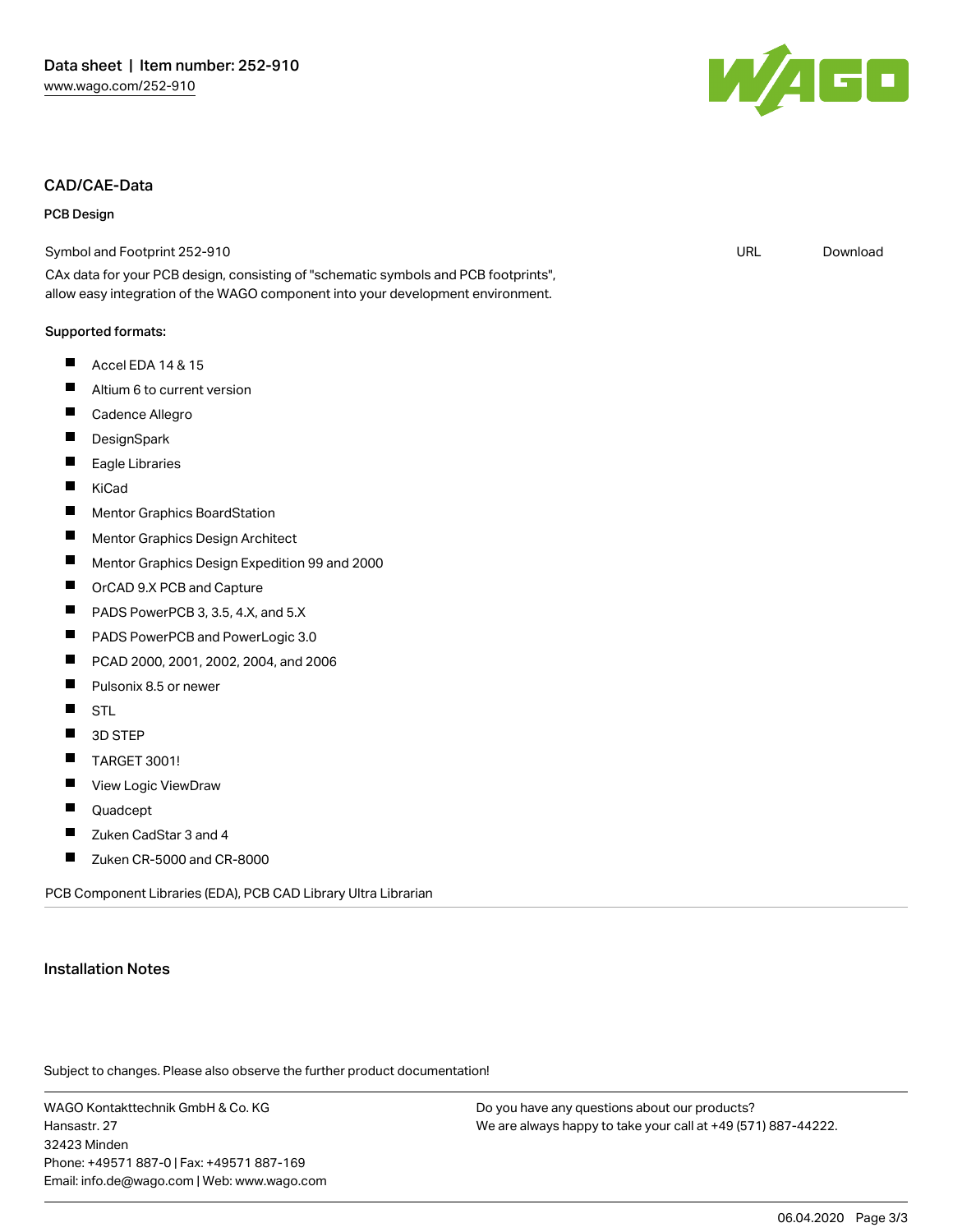## CAD/CAE-Data

### PCB Design

Symbol and Footprint 252-910 | URL | Download

CAx data for your PCB design, consisting of "schematic symbols and PCB footprints", allow easy integration of the WAGO component into your development environment.

Supported formats:

- Accel EDA 14 & 15
- Altium 6 to current version
- Cadence Allegro
- DesignSpark
- Eagle Libraries
- KiCad
- Mentor Graphics BoardStation
- Mentor Graphics Design Architect
- Mentor Graphics Design Expedition 99 and 2000
- OrCAD 9.X PCB and Capture
- PADS PowerPCB 3, 3.5, 4.X, and 5.X
- PADS PowerPCB and PowerLogic 3.0
- PCAD 2000, 2001, 2002, 2004, and 2006
- Pulsonix 8.5 or newer
- STL
- 3D STEP
- TARGET 3001!
- View Logic ViewDraw
- Quadcept
- Zuken CadStar 3 and 4
- Zuken CR-5000 and CR-8000

PCB Component Libraries (EDA), PCB CAD Library Ultra Librarian

## Installation Notes

Subject to changes. Please also observe the further product documentation!

WAGO Kontakttechnik GmbH & Co. KG
Hansastr. 27
32423 Minden
Phone: +49571 887-0 | Fax: +49571 887-169
Email: info.de@wago.com | Web: www.wago.com

Do you have any questions about our products?
We are always happy to take your call at +49 (571) 887-44222.